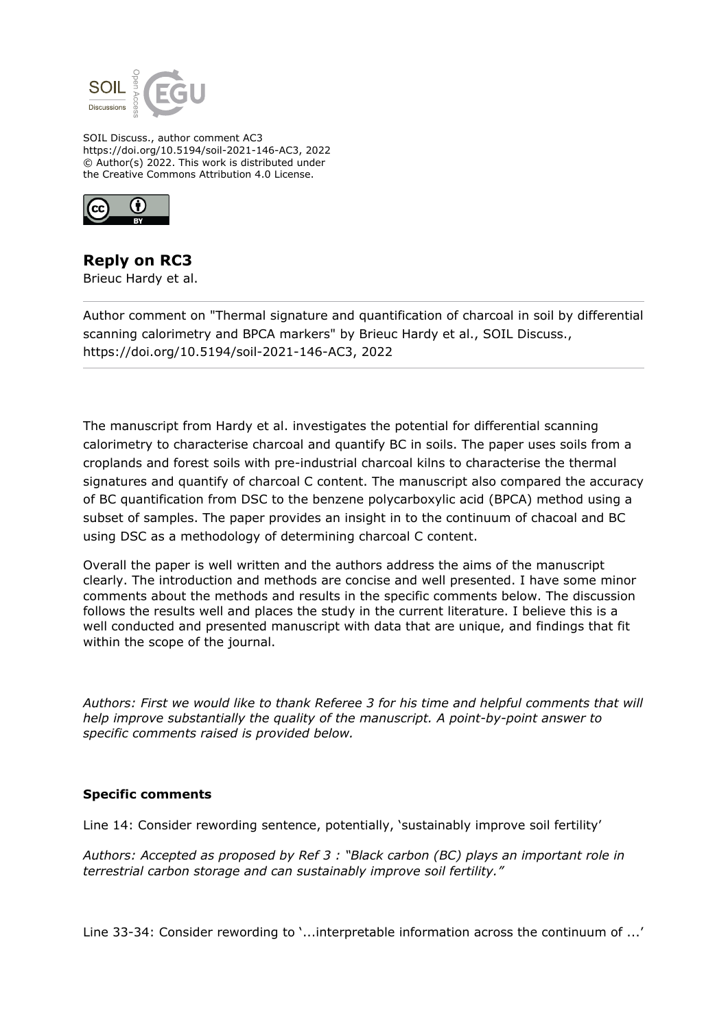SOIL Discuss., author comment AC3
https://doi.org/10.5194/soil-2021-146-AC3, 2022
© Author(s) 2022. This work is distributed under
the Creative Commons Attribution 4.0 License.

# Reply on RC3

Brieuc Hardy et al.

Author comment on "Thermal signature and quantification of charcoal in soil by differential scanning calorimetry and BPCA markers" by Brieuc Hardy et al., SOIL Discuss., https://doi.org/10.5194/soil-2021-146-AC3, 2022

The manuscript from Hardy et al. investigates the potential for differential scanning calorimetry to characterise charcoal and quantify BC in soils. The paper uses soils from a croplands and forest soils with pre-industrial charcoal kilns to characterise the thermal signatures and quantify of charcoal C content. The manuscript also compared the accuracy of BC quantification from DSC to the benzene polycarboxylic acid (BPCA) method using a subset of samples. The paper provides an insight in to the continuum of chacoal and BC using DSC as a methodology of determining charcoal C content.

Overall the paper is well written and the authors address the aims of the manuscript clearly. The introduction and methods are concise and well presented. I have some minor comments about the methods and results in the specific comments below. The discussion follows the results well and places the study in the current literature. I believe this is a well conducted and presented manuscript with data that are unique, and findings that fit within the scope of the journal.

*Authors: First we would like to thank Referee 3 for his time and helpful comments that will help improve substantially the quality of the manuscript. A point-by-point answer to specific comments raised is provided below.*

**Specific comments**

Line 14: Consider rewording sentence, potentially, 'sustainably improve soil fertility'

*Authors: Accepted as proposed by Ref 3 : "Black carbon (BC) plays an important role in terrestrial carbon storage and can sustainably improve soil fertility."*

Line 33-34: Consider rewording to '...interpretable information across the continuum of ...'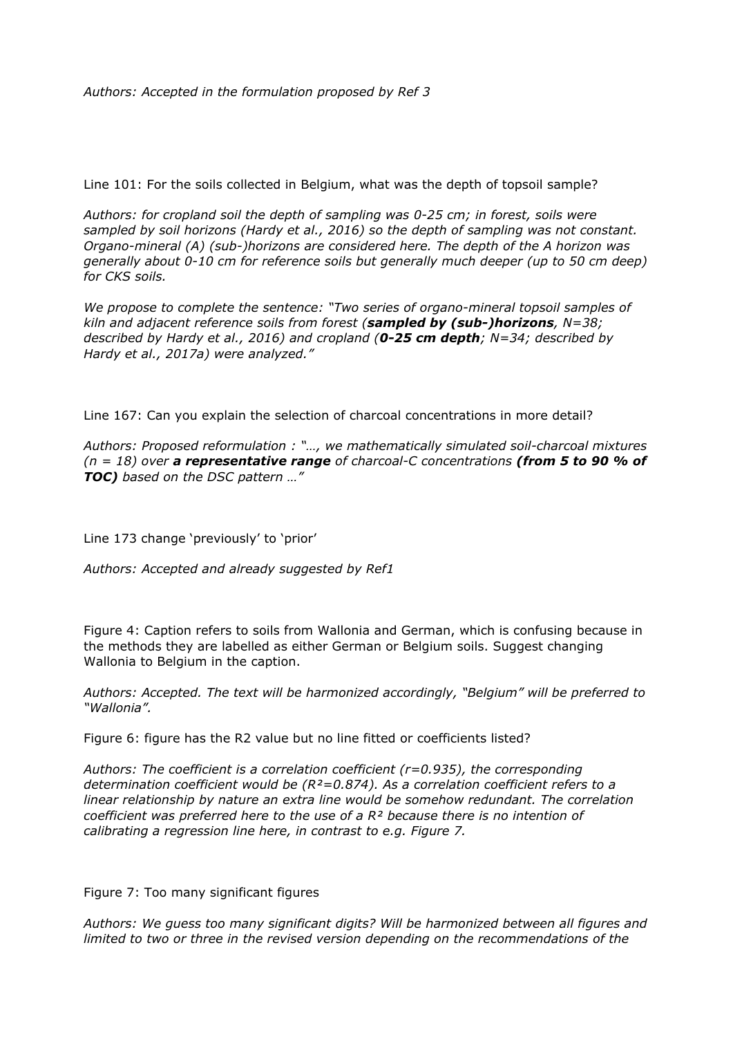*Authors: Accepted in the formulation proposed by Ref 3*

Line 101: For the soils collected in Belgium, what was the depth of topsoil sample?

*Authors: for cropland soil the depth of sampling was 0-25 cm; in forest, soils were sampled by soil horizons (Hardy et al., 2016) so the depth of sampling was not constant. Organo-mineral (A) (sub-)horizons are considered here. The depth of the A horizon was generally about 0-10 cm for reference soils but generally much deeper (up to 50 cm deep) for CKS soils.*

*We propose to complete the sentence: "Two series of organo-mineral topsoil samples of kiln and adjacent reference soils from forest (**sampled by (sub-)horizons**, N=38; described by Hardy et al., 2016) and cropland (**0-25 cm depth**; N=34; described by Hardy et al., 2017a) were analyzed."*

Line 167: Can you explain the selection of charcoal concentrations in more detail?

*Authors: Proposed reformulation : "…, we mathematically simulated soil-charcoal mixtures (n = 18) over **a representative range** of charcoal-C concentrations **(from 5 to 90 % of TOC)** based on the DSC pattern …"*

Line 173 change 'previously' to 'prior'

*Authors: Accepted and already suggested by Ref1*

Figure 4: Caption refers to soils from Wallonia and German, which is confusing because in the methods they are labelled as either German or Belgium soils. Suggest changing Wallonia to Belgium in the caption.

*Authors: Accepted. The text will be harmonized accordingly, "Belgium" will be preferred to "Wallonia".*

Figure 6: figure has the R2 value but no line fitted or coefficients listed?

*Authors: The coefficient is a correlation coefficient (r=0.935), the corresponding determination coefficient would be ($R^2$=0.874). As a correlation coefficient refers to a linear relationship by nature an extra line would be somehow redundant. The correlation coefficient was preferred here to the use of a $R^2$ because there is no intention of calibrating a regression line here, in contrast to e.g. Figure 7.*

Figure 7: Too many significant figures

*Authors: We guess too many significant digits? Will be harmonized between all figures and limited to two or three in the revised version depending on the recommendations of the*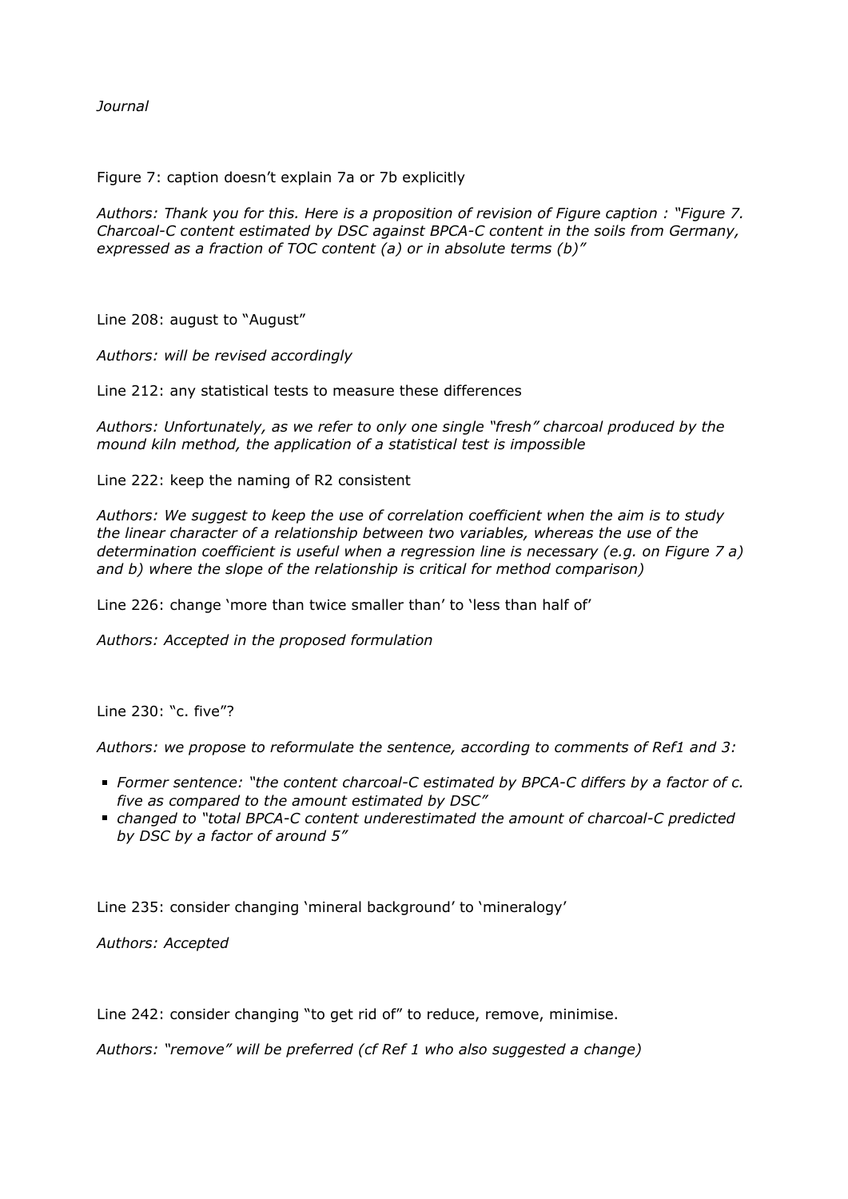*Journal*

Figure 7: caption doesn't explain 7a or 7b explicitly

*Authors: Thank you for this. Here is a proposition of revision of Figure caption : "Figure 7. Charcoal-C content estimated by DSC against BPCA-C content in the soils from Germany, expressed as a fraction of TOC content (a) or in absolute terms (b)"*

Line 208: august to "August"

*Authors: will be revised accordingly*

Line 212: any statistical tests to measure these differences

*Authors: Unfortunately, as we refer to only one single "fresh" charcoal produced by the mound kiln method, the application of a statistical test is impossible*

Line 222: keep the naming of R2 consistent

*Authors: We suggest to keep the use of correlation coefficient when the aim is to study the linear character of a relationship between two variables, whereas the use of the determination coefficient is useful when a regression line is necessary (e.g. on Figure 7 a) and b) where the slope of the relationship is critical for method comparison)*

Line 226: change 'more than twice smaller than' to 'less than half of'

*Authors: Accepted in the proposed formulation*

Line 230: "c. five"?

*Authors: we propose to reformulate the sentence, according to comments of Ref1 and 3:*

- *Former sentence: "the content charcoal-C estimated by BPCA-C differs by a factor of c. five as compared to the amount estimated by DSC"*
- *changed to "total BPCA-C content underestimated the amount of charcoal-C predicted by DSC by a factor of around 5"*

Line 235: consider changing 'mineral background' to 'mineralogy'

*Authors: Accepted*

Line 242: consider changing "to get rid of" to reduce, remove, minimise.

*Authors: "remove" will be preferred (cf Ref 1 who also suggested a change)*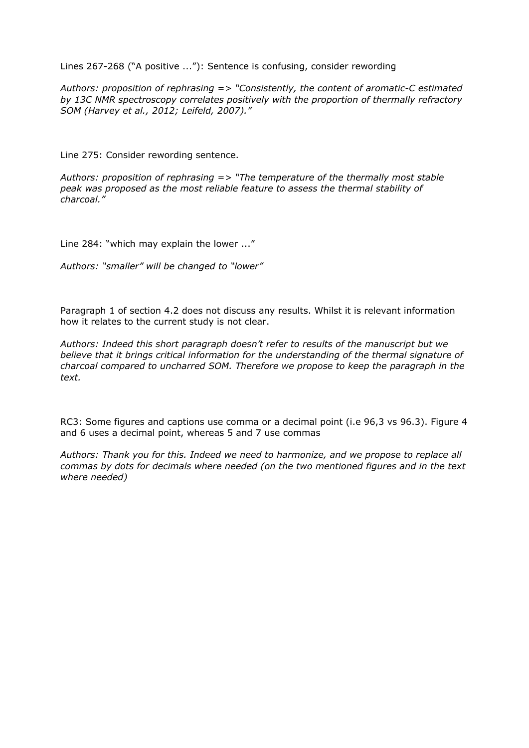Lines 267-268 ("A positive ..."): Sentence is confusing, consider rewording

*Authors: proposition of rephrasing => "Consistently, the content of aromatic-C estimated by 13C NMR spectroscopy correlates positively with the proportion of thermally refractory SOM (Harvey et al., 2012; Leifeld, 2007)."*

Line 275: Consider rewording sentence.

*Authors: proposition of rephrasing => "The temperature of the thermally most stable peak was proposed as the most reliable feature to assess the thermal stability of charcoal."*

Line 284: "which may explain the lower ..."

*Authors: "smaller" will be changed to "lower"*

Paragraph 1 of section 4.2 does not discuss any results. Whilst it is relevant information how it relates to the current study is not clear.

*Authors: Indeed this short paragraph doesn't refer to results of the manuscript but we believe that it brings critical information for the understanding of the thermal signature of charcoal compared to uncharred SOM. Therefore we propose to keep the paragraph in the text.*

RC3: Some figures and captions use comma or a decimal point (i.e 96,3 vs 96.3). Figure 4 and 6 uses a decimal point, whereas 5 and 7 use commas

*Authors: Thank you for this. Indeed we need to harmonize, and we propose to replace all commas by dots for decimals where needed (on the two mentioned figures and in the text where needed)*